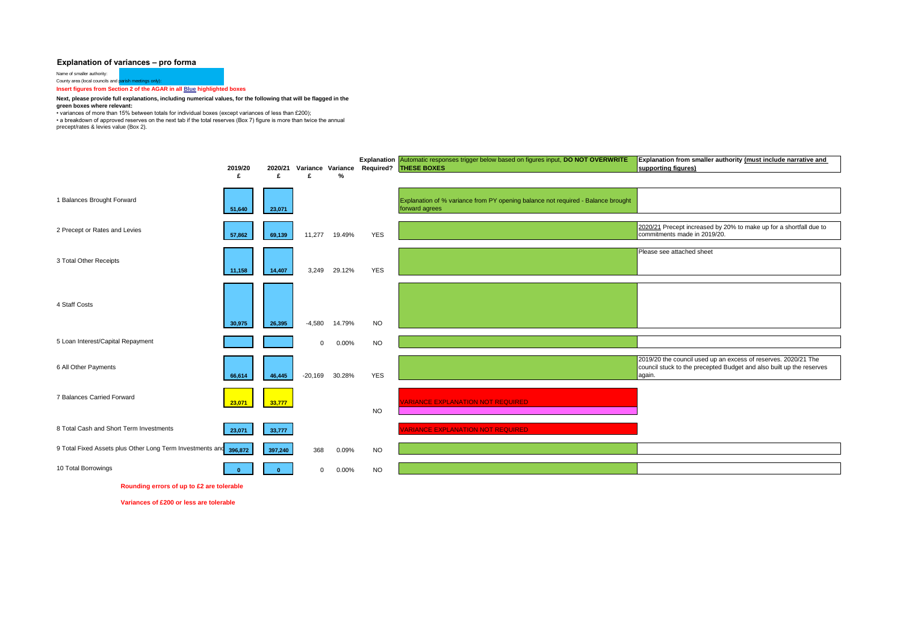## Explanation of variances – pro forma

Name of smaller authority:

County area (local councils and parish meetings only):

**Insert figures from Section 2 of the AGAR in all Blue highlighted boxes**

**Next, please provide full explanations, including numerical values, for the following that will be flagged in the green boxes where relevant:**

• variances of more than 15% between totals for individual boxes (except variances of less than £200);

• a breakdown of approved reserves on the next tab if the total reserves (Box 7) figure is more than twice the annual precept/rates & levies value (Box 2).

| | 2019/20 £ | 2020/21 £ | Variance £ | Variance % | Explanation Required? | Automatic responses trigger below based on figures input, **DO NOT OVERWRITE THESE BOXES** | **Explanation from smaller authority (must include narrative and supporting figures)** |
|---|---|---|---|---|---|---|---|
| 1 Balances Brought Forward | 51,640 | 23,071 | | | | Explanation of % variance from PY opening balance not required - Balance brought forward agrees | |
| 2 Precept or Rates and Levies | 57,862 | 69,139 | 11,277 | 19.49% | YES | | 2020/21 Precept increased by 20% to make up for a shortfall due to commitments made in 2019/20. |
| 3 Total Other Receipts | 11,158 | 14,407 | 3,249 | 29.12% | YES | | Please see attached sheet |
| 4 Staff Costs | 30,975 | 26,395 | -4,580 | 14.79% | NO | | |
| 5 Loan Interest/Capital Repayment | | | 0 | 0.00% | NO | | |
| 6 All Other Payments | 66,614 | 46,445 | -20,169 | 30.28% | YES | | 2019/20 the council used up an excess of reserves. 2020/21 The council stuck to the precepted Budget and also built up the reserves again. |
| 7 Balances Carried Forward | 23,071 | 33,777 | | | NO | VARIANCE EXPLANATION NOT REQUIRED | |
| 8 Total Cash and Short Term Investments | 23,071 | 33,777 | | | | VARIANCE EXPLANATION NOT REQUIRED | |
| 9 Total Fixed Assets plus Other Long Term Investments and | 396,872 | 397,240 | 368 | 0.09% | NO | | |
| 10 Total Borrowings | 0 | 0 | 0 | 0.00% | NO | | |

**Rounding errors of up to £2 are tolerable**

**Variances of £200 or less are tolerable**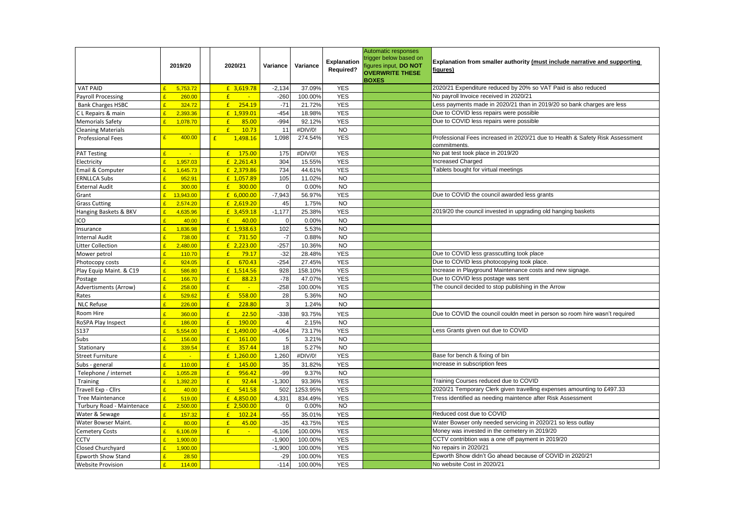| | 2019/20 | | 2020/21 | Variance | Variance | Explanation Required? | Automatic responses trigger below based on figures input, **DO NOT OVERWRITE THESE BOXES** | **Explanation from smaller authority (must include narrative and supporting figures)** |
|---|---|---|---|---|---|---|---|---|
| VAT PAID | £ 5,753.72 | | £ 3,619.78 | -2,134 | 37.09% | YES | | 2020/21 Expenditure reduced by 20% so VAT Paid is also reduced |
| Payroll Processing | £ 260.00 | | £ - | -260 | 100.00% | YES | | No payroll Invoice received in 2020/21 |
| Bank Charges HSBC | £ 324.72 | | £ 254.19 | -71 | 21.72% | YES | | Less payments made in 2020/21 than in 2019/20 so bank charges are less |
| C L Repairs & main | £ 2,393.36 | | £ 1,939.01 | -454 | 18.98% | YES | | Due to COVID less repairs were possible |
| Memorials Safety | £ 1,078.70 | | £ 85.00 | -994 | 92.12% | YES | | Due to COVID less repairs were possible |
| Cleaning Materials | | | £ 10.73 | 11 | #DIV/0! | NO | | |
| Professional Fees | £ 400.00 | | £ 1,498.16 | 1,098 | 274.54% | YES | | Professional Fees increased in 2020/21 due to Health & Safety Risk Assessment commitments. |
| PAT Testing | £ - | | £ 175.00 | 175 | #DIV/0! | YES | | No pat test took place in 2019/20 |
| Electricity | £ 1,957.03 | | £ 2,261.43 | 304 | 15.55% | YES | | Increased Charged |
| Email & Computer | £ 1,645.73 | | £ 2,379.86 | 734 | 44.61% | YES | | Tablets bought for virtual meetings |
| ERNLLCA Subs | £ 952.91 | | £ 1,057.89 | 105 | 11.02% | NO | | |
| External Audit | £ 300.00 | | £ 300.00 | 0 | 0.00% | NO | | |
| Grant | £ 13,943.00 | | £ 6,000.00 | -7,943 | 56.97% | YES | | Due to COVID the council awarded less grants |
| Grass Cutting | £ 2,574.20 | | £ 2,619.20 | 45 | 1.75% | NO | | |
| Hanging Baskets & BKV | £ 4,635.96 | | £ 3,459.18 | -1,177 | 25.38% | YES | | 2019/20 the council invested in upgrading old hanging baskets |
| ICO | £ 40.00 | | £ 40.00 | 0 | 0.00% | NO | | |
| Insurance | £ 1,836.98 | | £ 1,938.63 | 102 | 5.53% | NO | | |
| Internal Audit | £ 738.00 | | £ 731.50 | -7 | 0.88% | NO | | |
| Litter Collection | £ 2,480.00 | | £ 2,223.00 | -257 | 10.36% | NO | | |
| Mower petrol | £ 110.70 | | £ 79.17 | -32 | 28.48% | YES | | Due to COVID less grasscutting took place |
| Photocopy costs | £ 924.05 | | £ 670.43 | -254 | 27.45% | YES | | Due to COVID less photocopying took place. |
| Play Equip Maint. & C19 | £ 586.80 | | £ 1,514.56 | 928 | 158.10% | YES | | Increase in Playground Maintenance costs and new signage. |
| Postage | £ 166.70 | | £ 88.23 | -78 | 47.07% | YES | | Due to COVID less postage was sent |
| Advertisments (Arrow) | £ 258.00 | | £ - | -258 | 100.00% | YES | | The council decided to stop publishing in the Arrow |
| Rates | £ 529.62 | | £ 558.00 | 28 | 5.36% | NO | | |
| NLC Refuse | £ 226.00 | | £ 228.80 | 3 | 1.24% | NO | | |
| Room Hire | £ 360.00 | | £ 22.50 | -338 | 93.75% | YES | | Due to COVID the council couldn meet in person so room hire wasn't required |
| RoSPA Play Inspect | £ 186.00 | | £ 190.00 | 4 | 2.15% | NO | | |
| S137 | £ 5,554.00 | | £ 1,490.00 | -4,064 | 73.17% | YES | | Less Grants given out due to COVID |
| Subs | £ 156.00 | | £ 161.00 | 5 | 3.21% | NO | | |
| Stationary | £ 339.54 | | £ 357.44 | 18 | 5.27% | NO | | |
| Street Furniture | £ - | | £ 1,260.00 | 1,260 | #DIV/0! | YES | | Base for bench & fixing of bin |
| Subs - general | £ 110.00 | | £ 145.00 | 35 | 31.82% | YES | | Increase in subscription fees |
| Telephone / internet | £ 1,055.28 | | £ 956.42 | -99 | 9.37% | NO | | |
| Training | £ 1,392.20 | | £ 92.44 | -1,300 | 93.36% | YES | | Training Courses reduced due to COVID |
| Travell Exp - Cllrs | £ 40.00 | | £ 541.58 | 502 | 1253.95% | YES | | 2020/21 Temporary Clerk given travelling expenses amounting to £497.33 |
| Tree Maintenance | £ 519.00 | | £ 4,850.00 | 4,331 | 834.49% | YES | | Tress identified as needing maintence after Risk Assessment |
| Turbury Road - Maintenace | £ 2,500.00 | | £ 2,500.00 | 0 | 0.00% | NO | | |
| Water & Sewage | £ 157.32 | | £ 102.24 | -55 | 35.01% | YES | | Reduced cost due to COVID |
| Water Bowser Maint. | £ 80.00 | | £ 45.00 | -35 | 43.75% | YES | | Water Bowser only needed servicing in 2020/21 so less outlay |
| Cemetery Costs | £ 6,106.09 | | £ - | -6,106 | 100.00% | YES | | Money was invested in the cemetery in 2019/20 |
| CCTV | £ 1,900.00 | | | -1,900 | 100.00% | YES | | CCTV contribtion was a one off payment in 2019/20 |
| Closed Churchyard | £ 1,900.00 | | | -1,900 | 100.00% | YES | | No repairs in 2020/21 |
| Epworth Show Stand | £ 28.50 | | | -29 | 100.00% | YES | | Epworth Show didn't Go ahead because of COVID in 2020/21 |
| Website Provision | £ 114.00 | | | -114 | 100.00% | YES | | No website Cost in 2020/21 |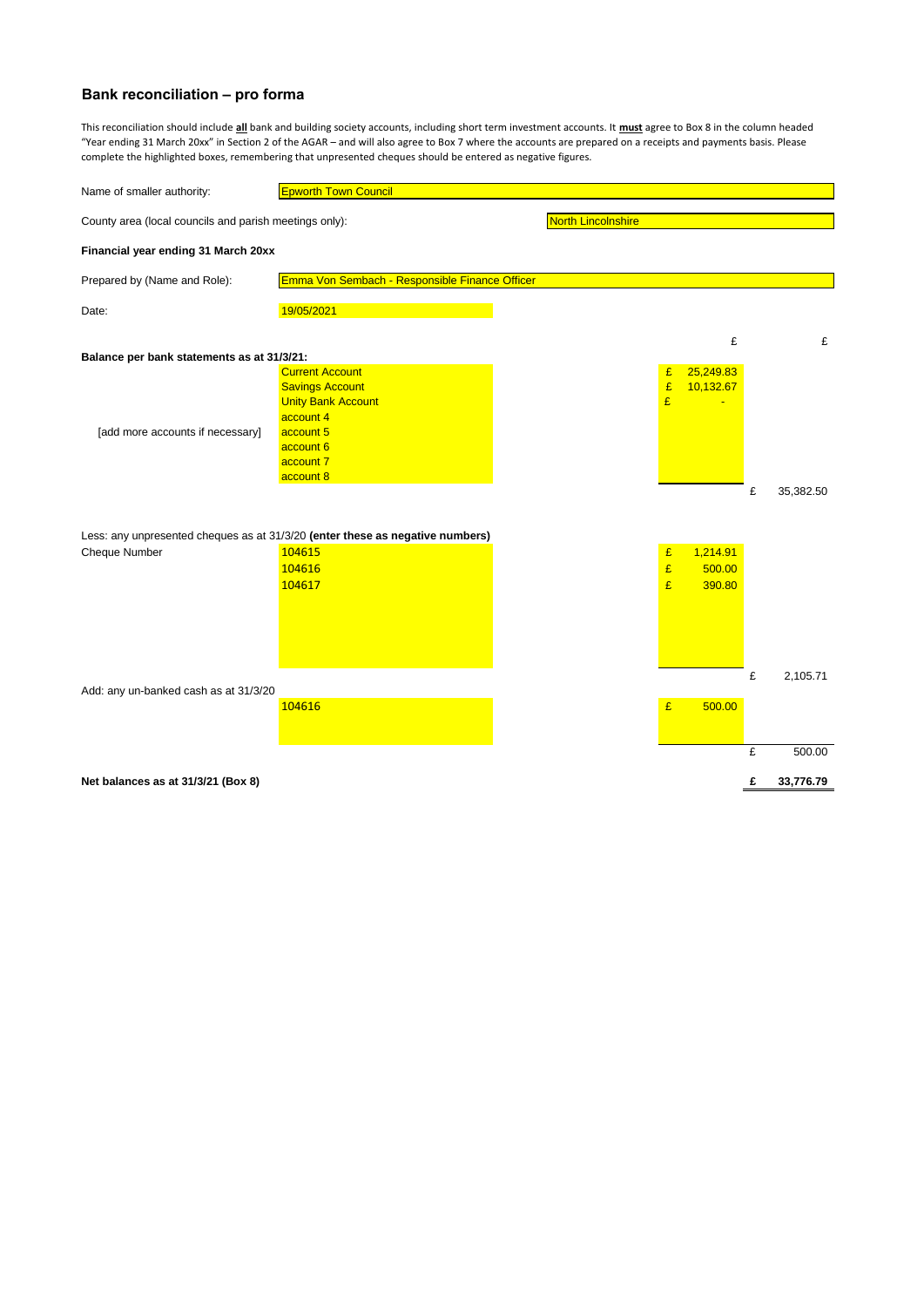## Bank reconciliation – pro forma

This reconciliation should include **all** bank and building society accounts, including short term investment accounts. It **must** agree to Box 8 in the column headed "Year ending 31 March 20xx" in Section 2 of the AGAR – and will also agree to Box 7 where the accounts are prepared on a receipts and payments basis. Please complete the highlighted boxes, remembering that unpresented cheques should be entered as negative figures.

Name of smaller authority: Epworth Town Council

County area (local councils and parish meetings only): North Lincolnshire

**Financial year ending 31 March 20xx**

Prepared by (Name and Role): Emma Von Sembach - Responsible Finance Officer

Date: 19/05/2021

| | | £ | £ |
|---|---|---|---|
| **Balance per bank statements as at 31/3/21:** | | | |
| | Current Account | £ 25,249.83 | |
| | Savings Account | £ 10,132.67 | |
| | Unity Bank Account | £ - | |
| | account 4 | | |
| [add more accounts if necessary] | account 5 | | |
| | account 6 | | |
| | account 7 | | |
| | account 8 | | |
| | | | £ 35,382.50 |
| Less: any unpresented cheques as at 31/3/20 **(enter these as negative numbers)** | | | |
| Cheque Number | 104615 | £ 1,214.91 | |
| | 104616 | £ 500.00 | |
| | 104617 | £ 390.80 | |
| | | | £ 2,105.71 |
| Add: any un-banked cash as at 31/3/20 | | | |
| | 104616 | £ 500.00 | |
| | | | £ 500.00 |
| **Net balances as at 31/3/21 (Box 8)** | | | **£ 33,776.79** |